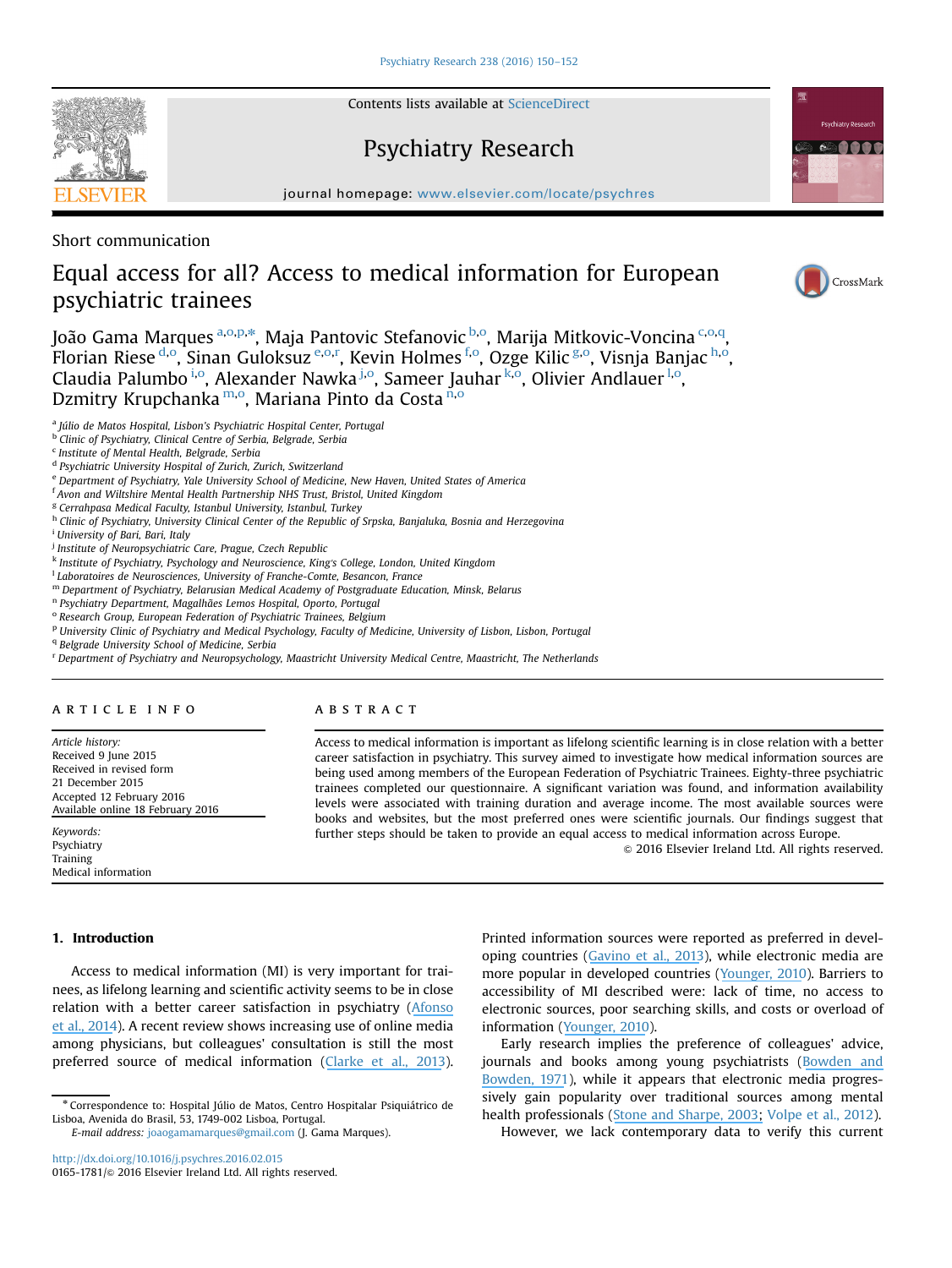Short communication

# Equal access for all? Access to medical information for European psychiatric trainees

João Gama Marques [a,o,p,*], Maja Pantovic Stefanovic [b,o], Marija Mitkovic-Voncina [c,o,q], Florian Riese [d,o], Sinan Guloksuz [e,o,r], Kevin Holmes [f,o], Ozge Kilic [g,o], Visnja Banjac [h,o], Claudia Palumbo [i,o], Alexander Nawka [j,o], Sameer Jauhar [k,o], Olivier Andlauer [l,o], Dzmitry Krupchanka [m,o], Mariana Pinto da Costa [n,o]

[a] *Júlio de Matos Hospital, Lisbon's Psychiatric Hospital Center, Portugal*
[b] *Clinic of Psychiatry, Clinical Centre of Serbia, Belgrade, Serbia*
[c] *Institute of Mental Health, Belgrade, Serbia*
[d] *Psychiatric University Hospital of Zurich, Zurich, Switzerland*
[e] *Department of Psychiatry, Yale University School of Medicine, New Haven, United States of America*
[f] *Avon and Wiltshire Mental Health Partnership NHS Trust, Bristol, United Kingdom*
[g] *Cerrahpasa Medical Faculty, Istanbul University, Istanbul, Turkey*
[h] *Clinic of Psychiatry, University Clinical Center of the Republic of Srpska, Banjaluka, Bosnia and Herzegovina*
[i] *University of Bari, Bari, Italy*
[j] *Institute of Neuropsychiatric Care, Prague, Czech Republic*
[k] *Institute of Psychiatry, Psychology and Neuroscience, King's College, London, United Kingdom*
[l] *Laboratoires de Neurosciences, University of Franche-Comte, Besancon, France*
[m] *Department of Psychiatry, Belarusian Medical Academy of Postgraduate Education, Minsk, Belarus*
[n] *Psychiatry Department, Magalhães Lemos Hospital, Oporto, Portugal*
[o] *Research Group, European Federation of Psychiatric Trainees, Belgium*
[p] *University Clinic of Psychiatry and Medical Psychology, Faculty of Medicine, University of Lisbon, Lisbon, Portugal*
[q] *Belgrade University School of Medicine, Serbia*
[r] *Department of Psychiatry and Neuropsychology, Maastricht University Medical Centre, Maastricht, The Netherlands*

## ARTICLE INFO

*Article history:*
Received 9 June 2015
Received in revised form
21 December 2015
Accepted 12 February 2016
Available online 18 February 2016

*Keywords:*
Psychiatry
Training
Medical information

## ABSTRACT

Access to medical information is important as lifelong scientific learning is in close relation with a better career satisfaction in psychiatry. This survey aimed to investigate how medical information sources are being used among members of the European Federation of Psychiatric Trainees. Eighty-three psychiatric trainees completed our questionnaire. A significant variation was found, and information availability levels were associated with training duration and average income. The most available sources were books and websites, but the most preferred ones were scientific journals. Our findings suggest that further steps should be taken to provide an equal access to medical information across Europe.

© 2016 Elsevier Ireland Ltd. All rights reserved.

## 1. Introduction

Access to medical information (MI) is very important for trainees, as lifelong learning and scientific activity seems to be in close relation with a better career satisfaction in psychiatry (Afonso et al., 2014). A recent review shows increasing use of online media among physicians, but colleagues' consultation is still the most preferred source of medical information (Clarke et al., 2013). Printed information sources were reported as preferred in developing countries (Gavino et al., 2013), while electronic media are more popular in developed countries (Younger, 2010). Barriers to accessibility of MI described were: lack of time, no access to electronic sources, poor searching skills, and costs or overload of information (Younger, 2010).

Early research implies the preference of colleagues' advice, journals and books among young psychiatrists (Bowden and Bowden, 1971), while it appears that electronic media progressively gain popularity over traditional sources among mental health professionals (Stone and Sharpe, 2003; Volpe et al., 2012).

However, we lack contemporary data to verify this current

---

* Correspondence to: Hospital Júlio de Matos, Centro Hospitalar Psiquiátrico de Lisboa, Avenida do Brasil, 53, 1749-002 Lisboa, Portugal.
*E-mail address:* joaogamamarques@gmail.com (J. Gama Marques).

http://dx.doi.org/10.1016/j.psychres.2016.02.015
0165-1781/© 2016 Elsevier Ireland Ltd. All rights reserved.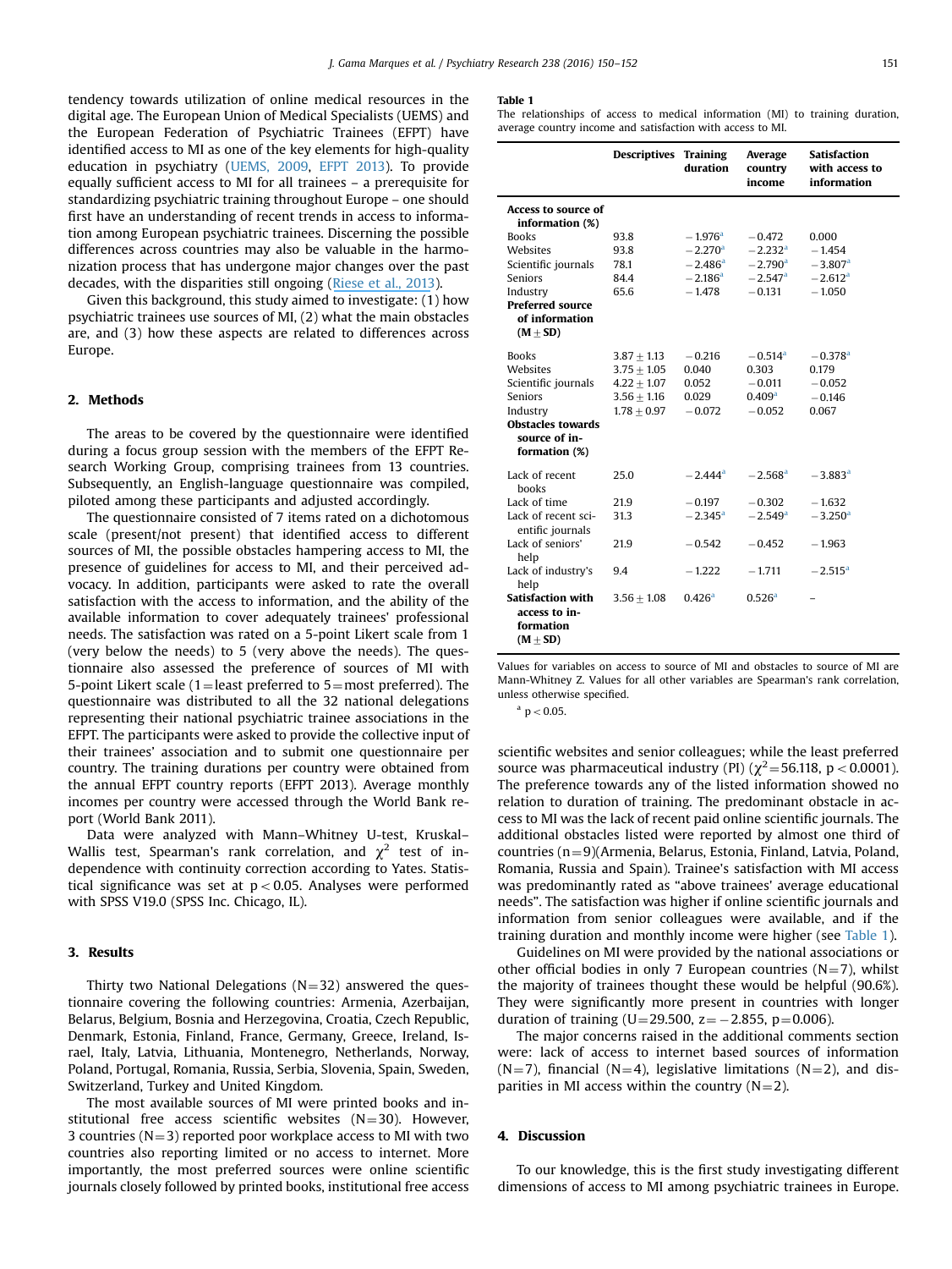tendency towards utilization of online medical resources in the digital age. The European Union of Medical Specialists (UEMS) and the European Federation of Psychiatric Trainees (EFPT) have identified access to MI as one of the key elements for high-quality education in psychiatry (UEMS, 2009, EFPT 2013). To provide equally sufficient access to MI for all trainees – a prerequisite for standardizing psychiatric training throughout Europe – one should first have an understanding of recent trends in access to information among European psychiatric trainees. Discerning the possible differences across countries may also be valuable in the harmonization process that has undergone major changes over the past decades, with the disparities still ongoing (Riese et al., 2013).

Given this background, this study aimed to investigate: (1) how psychiatric trainees use sources of MI, (2) what the main obstacles are, and (3) how these aspects are related to differences across Europe.

## 2. Methods

The areas to be covered by the questionnaire were identified during a focus group session with the members of the EFPT Research Working Group, comprising trainees from 13 countries. Subsequently, an English-language questionnaire was compiled, piloted among these participants and adjusted accordingly.

The questionnaire consisted of 7 items rated on a dichotomous scale (present/not present) that identified access to different sources of MI, the possible obstacles hampering access to MI, the presence of guidelines for access to MI, and their perceived advocacy. In addition, participants were asked to rate the overall satisfaction with the access to information, and the ability of the available information to cover adequately trainees' professional needs. The satisfaction was rated on a 5-point Likert scale from 1 (very below the needs) to 5 (very above the needs). The questionnaire also assessed the preference of sources of MI with 5-point Likert scale (1 = least preferred to 5 = most preferred). The questionnaire was distributed to all the 32 national delegations representing their national psychiatric trainee associations in the EFPT. The participants were asked to provide the collective input of their trainees' association and to submit one questionnaire per country. The training durations per country were obtained from the annual EFPT country reports (EFPT 2013). Average monthly incomes per country were accessed through the World Bank report (World Bank 2011).

Data were analyzed with Mann–Whitney U-test, Kruskal–Wallis test, Spearman's rank correlation, and $\chi^2$ test of independence with continuity correction according to Yates. Statistical significance was set at $p < 0.05$. Analyses were performed with SPSS V19.0 (SPSS Inc. Chicago, IL).

## 3. Results

Thirty two National Delegations (N = 32) answered the questionnaire covering the following countries: Armenia, Azerbaijan, Belarus, Belgium, Bosnia and Herzegovina, Croatia, Czech Republic, Denmark, Estonia, Finland, France, Germany, Greece, Ireland, Israel, Italy, Latvia, Lithuania, Montenegro, Netherlands, Norway, Poland, Portugal, Romania, Russia, Serbia, Slovenia, Spain, Sweden, Switzerland, Turkey and United Kingdom.

The most available sources of MI were printed books and institutional free access scientific websites (N = 30). However, 3 countries (N = 3) reported poor workplace access to MI with two countries also reporting limited or no access to internet. More importantly, the most preferred sources were online scientific journals closely followed by printed books, institutional free access scientific websites and senior colleagues; while the least preferred source was pharmaceutical industry (PI) ($\chi^2 = 56.118$, $p < 0.0001$). The preference towards any of the listed information showed no relation to duration of training. The predominant obstacle in access to MI was the lack of recent paid online scientific journals. The additional obstacles listed were reported by almost one third of countries (n = 9)(Armenia, Belarus, Estonia, Finland, Latvia, Poland, Romania, Russia and Spain). Trainee's satisfaction with MI access was predominantly rated as "above trainees' average educational needs". The satisfaction was higher if online scientific journals and information from senior colleagues were available, and if the training duration and monthly income were higher (see Table 1).

**Table 1**
The relationships of access to medical information (MI) to training duration, average country income and satisfaction with access to MI.

| | Descriptives | Training duration | Average country income | Satisfaction with access to information |
|---|---|---|---|---|
| **Access to source of information (%)** | | | | |
| Books | 93.8 | −1.976[a] | −0.472 | 0.000 |
| Websites | 93.8 | −2.270[a] | −2.232[a] | −1.454 |
| Scientific journals | 78.1 | −2.486[a] | −2.790[a] | −3.807[a] |
| Seniors | 84.4 | −2.186[a] | −2.547[a] | −2.612[a] |
| Industry | 65.6 | −1.478 | −0.131 | −1.050 |
| **Preferred source of information (M ± SD)** | | | | |
| Books | 3.87 ± 1.13 | −0.216 | −0.514[a] | −0.378[a] |
| Websites | 3.75 ± 1.05 | 0.040 | 0.303 | 0.179 |
| Scientific journals | 4.22 ± 1.07 | 0.052 | −0.011 | −0.052 |
| Seniors | 3.56 ± 1.16 | 0.029 | 0.409[a] | −0.146 |
| Industry | 1.78 ± 0.97 | −0.072 | −0.052 | 0.067 |
| **Obstacles towards source of information (%)** | | | | |
| Lack of recent books | 25.0 | −2.444[a] | −2.568[a] | −3.883[a] |
| Lack of time | 21.9 | −0.197 | −0.302 | −1.632 |
| Lack of recent scientific journals | 31.3 | −2.345[a] | −2.549[a] | −3.250[a] |
| Lack of seniors' help | 21.9 | −0.542 | −0.452 | −1.963 |
| Lack of industry's help | 9.4 | −1.222 | −1.711 | −2.515[a] |
| **Satisfaction with access to information (M ± SD)** | 3.56 ± 1.08 | 0.426[a] | 0.526[a] | – |

Values for variables on access to source of MI and obstacles to source of MI are Mann-Whitney Z. Values for all other variables are Spearman's rank correlation, unless otherwise specified.

[a] $p < 0.05$.

Guidelines on MI were provided by the national associations or other official bodies in only 7 European countries (N = 7), whilst the majority of trainees thought these would be helpful (90.6%). They were significantly more present in countries with longer duration of training ($U = 29.500$, $z = -2.855$, $p = 0.006$).

The major concerns raised in the additional comments section were: lack of access to internet based sources of information (N = 7), financial (N = 4), legislative limitations (N = 2), and disparities in MI access within the country (N = 2).

## 4. Discussion

To our knowledge, this is the first study investigating different dimensions of access to MI among psychiatric trainees in Europe.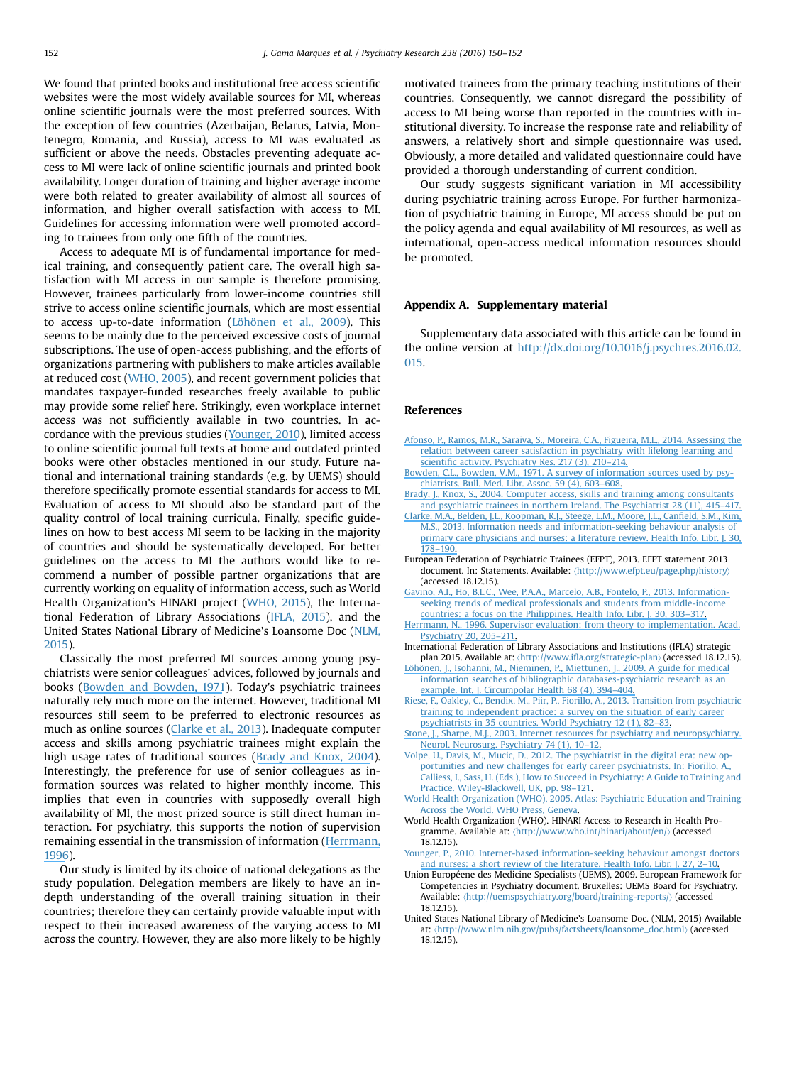We found that printed books and institutional free access scientific websites were the most widely available sources for MI, whereas online scientific journals were the most preferred sources. With the exception of few countries (Azerbaijan, Belarus, Latvia, Montenegro, Romania, and Russia), access to MI was evaluated as sufficient or above the needs. Obstacles preventing adequate access to MI were lack of online scientific journals and printed book availability. Longer duration of training and higher average income were both related to greater availability of almost all sources of information, and higher overall satisfaction with access to MI. Guidelines for accessing information were well promoted according to trainees from only one fifth of the countries.

Access to adequate MI is of fundamental importance for medical training, and consequently patient care. The overall high satisfaction with MI access in our sample is therefore promising. However, trainees particularly from lower-income countries still strive to access online scientific journals, which are most essential to access up-to-date information (Löhönen et al., 2009). This seems to be mainly due to the perceived excessive costs of journal subscriptions. The use of open-access publishing, and the efforts of organizations partnering with publishers to make articles available at reduced cost (WHO, 2005), and recent government policies that mandates taxpayer-funded researches freely available to public may provide some relief here. Strikingly, even workplace internet access was not sufficiently available in two countries. In accordance with the previous studies (Younger, 2010), limited access to online scientific journal full texts at home and outdated printed books were other obstacles mentioned in our study. Future national and international training standards (e.g. by UEMS) should therefore specifically promote essential standards for access to MI. Evaluation of access to MI should also be standard part of the quality control of local training curricula. Finally, specific guidelines on how to best access MI seem to be lacking in the majority of countries and should be systematically developed. For better guidelines on the access to MI the authors would like to recommend a number of possible partner organizations that are currently working on equality of information access, such as World Health Organization's HINARI project (WHO, 2015), the International Federation of Library Associations (IFLA, 2015), and the United States National Library of Medicine's Loansome Doc (NLM, 2015).

Classically the most preferred MI sources among young psychiatrists were senior colleagues' advices, followed by journals and books (Bowden and Bowden, 1971). Today's psychiatric trainees naturally rely much more on the internet. However, traditional MI resources still seem to be preferred to electronic resources as much as online sources (Clarke et al., 2013). Inadequate computer access and skills among psychiatric trainees might explain the high usage rates of traditional sources (Brady and Knox, 2004). Interestingly, the preference for use of senior colleagues as information sources was related to higher monthly income. This implies that even in countries with supposedly overall high availability of MI, the most prized source is still direct human interaction. For psychiatry, this supports the notion of supervision remaining essential in the transmission of information (Herrmann, 1996).

Our study is limited by its choice of national delegations as the study population. Delegation members are likely to have an in-depth understanding of the overall training situation in their countries; therefore they can certainly provide valuable input with respect to their increased awareness of the varying access to MI across the country. However, they are also more likely to be highly motivated trainees from the primary teaching institutions of their countries. Consequently, we cannot disregard the possibility of access to MI being worse than reported in the countries with institutional diversity. To increase the response rate and reliability of answers, a relatively short and simple questionnaire was used. Obviously, a more detailed and validated questionnaire could have provided a thorough understanding of current condition.

Our study suggests significant variation in MI accessibility during psychiatric training across Europe. For further harmonization of psychiatric training in Europe, MI access should be put on the policy agenda and equal availability of MI resources, as well as international, open-access medical information resources should be promoted.

## Appendix A. Supplementary material

Supplementary data associated with this article can be found in the online version at http://dx.doi.org/10.1016/j.psychres.2016.02.015.

## References

Afonso, P., Ramos, M.R., Saraiva, S., Moreira, C.A., Figueira, M.L., 2014. Assessing the relation between career satisfaction in psychiatry with lifelong learning and scientific activity. Psychiatry Res. 217 (3), 210–214.

Bowden, C.L., Bowden, V.M., 1971. A survey of information sources used by psychiatrists. Bull. Med. Libr. Assoc. 59 (4), 603–608.

Brady, J., Knox, S., 2004. Computer access, skills and training among consultants and psychiatric trainees in northern Ireland. The Psychiatrist 28 (11), 415–417.

Clarke, M.A., Belden, J.L., Koopman, R.J., Steege, L.M., Moore, J.L., Canfield, S.M., Kim, M.S., 2013. Information needs and information-seeking behaviour analysis of primary care physicians and nurses: a literature review. Health Info. Libr. J. 30, 178–190.

European Federation of Psychiatric Trainees (EFPT), 2013. EFPT statement 2013 document. In: Statements. Available: ⟨http://www.efpt.eu/page.php/history⟩ (accessed 18.12.15).

Gavino, A.I., Ho, B.L.C., Wee, P.A.A., Marcelo, A.B., Fontelo, P., 2013. Information-seeking trends of medical professionals and students from middle-income countries: a focus on the Philippines. Health Info. Libr. J. 30, 303–317.

Herrmann, N., 1996. Supervisor evaluation: from theory to implementation. Acad. Psychiatry 20, 205–211.

International Federation of Library Associations and Institutions (IFLA) strategic plan 2015. Available at: ⟨http://www.ifla.org/strategic-plan⟩ (accessed 18.12.15).

Löhönen, J., Isohanni, M., Nieminen, P., Miettunen, J., 2009. A guide for medical information searches of bibliographic databases-psychiatric research as an example. Int. J. Circumpolar Health 68 (4), 394–404.

Riese, F., Oakley, C., Bendix, M., Piir, P., Fiorillo, A., 2013. Transition from psychiatric training to independent practice: a survey on the situation of early career psychiatrists in 35 countries. World Psychiatry 12 (1), 82–83.

Stone, J., Sharpe, M.J., 2003. Internet resources for psychiatry and neuropsychiatry. Neurol. Neurosurg. Psychiatry 74 (1), 10–12.

Volpe, U., Davis, M., Mucic, D., 2012. The psychiatrist in the digital era: new opportunities and new challenges for early career psychiatrists. In: Fiorillo, A., Calliess, I., Sass, H. (Eds.), How to Succeed in Psychiatry: A Guide to Training and Practice. Wiley-Blackwell, UK, pp. 98–121.

World Health Organization (WHO), 2005. Atlas: Psychiatric Education and Training Across the World. WHO Press, Geneva.

World Health Organization (WHO). HINARI Access to Research in Health Programme. Available at: ⟨http://www.who.int/hinari/about/en/⟩ (accessed 18.12.15).

Younger, P., 2010. Internet-based information-seeking behaviour amongst doctors and nurses: a short review of the literature. Health Info. Libr. J. 27, 2–10.

Union Européene des Medicine Specialists (UEMS), 2009. European Framework for Competencies in Psychiatry document. Bruxelles: UEMS Board for Psychiatry. Available: ⟨http://uemspsychiatry.org/board/training-reports/⟩ (accessed 18.12.15).

United States National Library of Medicine's Loansome Doc. (NLM, 2015) Available at: ⟨http://www.nlm.nih.gov/pubs/factsheets/loansome_doc.html⟩ (accessed 18.12.15).